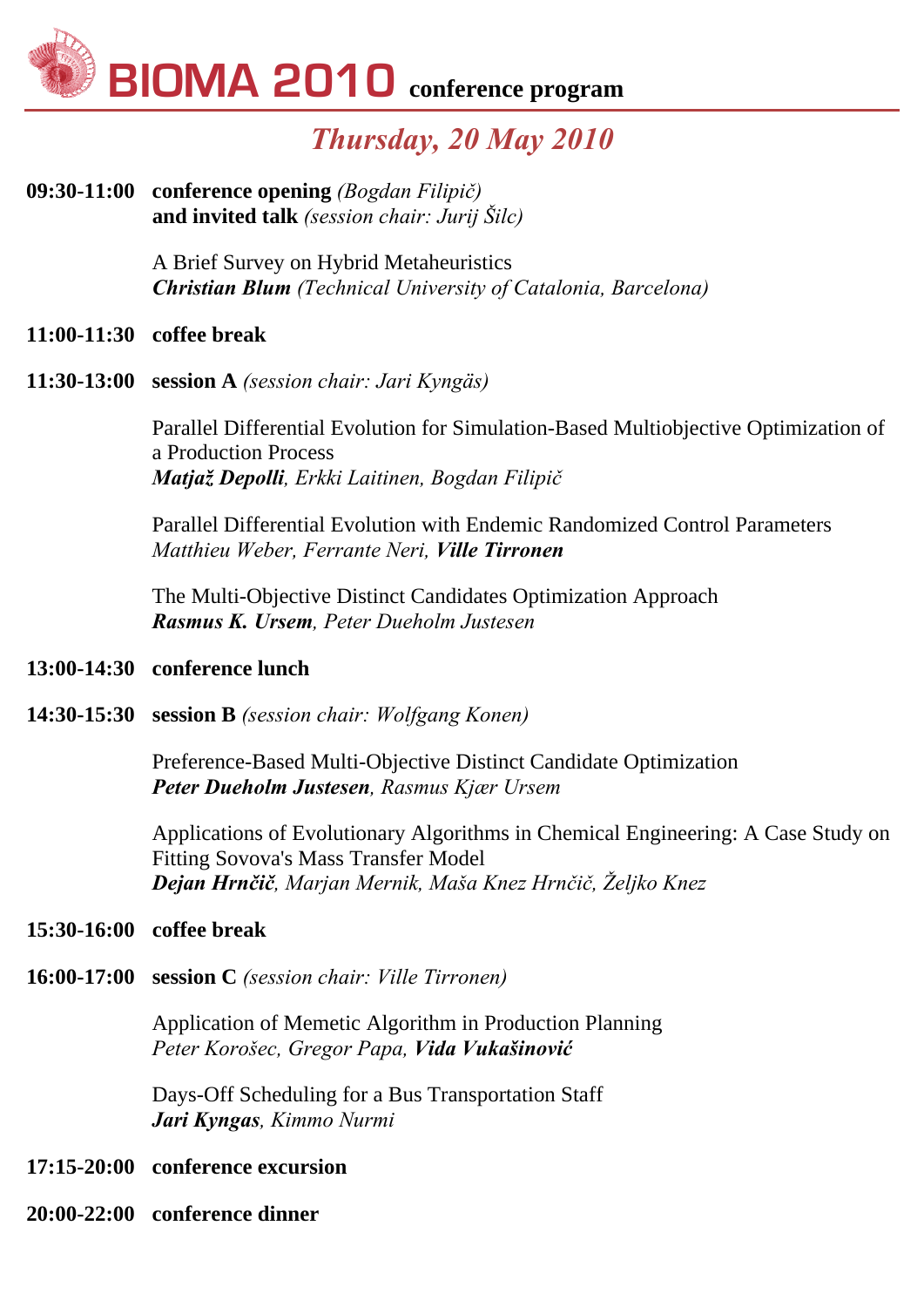# BIOMA 2010 conference program

## *Thursday, 20 May 2010*

**09:30-11:00** **conference opening** *(Bogdan Filipič)*
**and invited talk** *(session chair: Jurij Šilc)*

A Brief Survey on Hybrid Metaheuristics
***Christian Blum*** *(Technical University of Catalonia, Barcelona)*

**11:00-11:30** **coffee break**

**11:30-13:00** **session A** *(session chair: Jari Kyngäs)*

Parallel Differential Evolution for Simulation-Based Multiobjective Optimization of a Production Process
***Matjaž Depolli***, *Erkki Laitinen, Bogdan Filipič*

Parallel Differential Evolution with Endemic Randomized Control Parameters
*Matthieu Weber, Ferrante Neri,* ***Ville Tirronen***

The Multi-Objective Distinct Candidates Optimization Approach
***Rasmus K. Ursem***, *Peter Dueholm Justesen*

**13:00-14:30** **conference lunch**

**14:30-15:30** **session B** *(session chair: Wolfgang Konen)*

Preference-Based Multi-Objective Distinct Candidate Optimization
***Peter Dueholm Justesen***, *Rasmus Kjær Ursem*

Applications of Evolutionary Algorithms in Chemical Engineering: A Case Study on Fitting Sovova's Mass Transfer Model
***Dejan Hrnčič***, *Marjan Mernik, Maša Knez Hrnčič, Željko Knez*

**15:30-16:00** **coffee break**

**16:00-17:00** **session C** *(session chair: Ville Tirronen)*

Application of Memetic Algorithm in Production Planning
*Peter Korošec, Gregor Papa,* ***Vida Vukašinović***

Days-Off Scheduling for a Bus Transportation Staff
***Jari Kyngas***, *Kimmo Nurmi*

**17:15-20:00** **conference excursion**

**20:00-22:00** **conference dinner**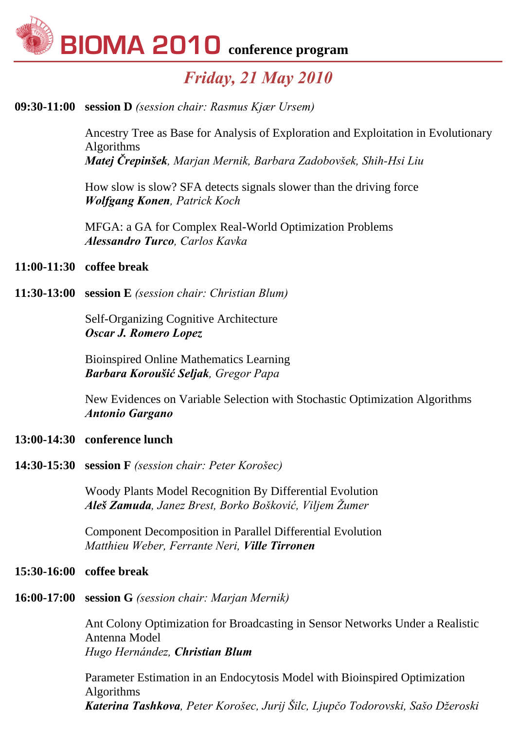# BIOMA 2010 conference program

## *Friday, 21 May 2010*

**09:30-11:00** **session D** *(session chair: Rasmus Kjær Ursem)*

Ancestry Tree as Base for Analysis of Exploration and Exploitation in Evolutionary Algorithms
***Matej Črepinšek****, Marjan Mernik, Barbara Zadobovšek, Shih-Hsi Liu*

How slow is slow? SFA detects signals slower than the driving force
***Wolfgang Konen****, Patrick Koch*

MFGA: a GA for Complex Real-World Optimization Problems
***Alessandro Turco****, Carlos Kavka*

**11:00-11:30** **coffee break**

**11:30-13:00** **session E** *(session chair: Christian Blum)*

Self-Organizing Cognitive Architecture
***Oscar J. Romero Lopez***

Bioinspired Online Mathematics Learning
***Barbara Koroušić Seljak****, Gregor Papa*

New Evidences on Variable Selection with Stochastic Optimization Algorithms
***Antonio Gargano***

**13:00-14:30** **conference lunch**

**14:30-15:30** **session F** *(session chair: Peter Korošec)*

Woody Plants Model Recognition By Differential Evolution
***Aleš Zamuda****, Janez Brest, Borko Bošković, Viljem Žumer*

Component Decomposition in Parallel Differential Evolution
*Matthieu Weber, Ferrante Neri,* ***Ville Tirronen***

**15:30-16:00** **coffee break**

**16:00-17:00** **session G** *(session chair: Marjan Mernik)*

Ant Colony Optimization for Broadcasting in Sensor Networks Under a Realistic Antenna Model
*Hugo Hernández,* ***Christian Blum***

Parameter Estimation in an Endocytosis Model with Bioinspired Optimization Algorithms
***Katerina Tashkova****, Peter Korošec, Jurij Šilc, Ljupčo Todorovski, Sašo Džeroski*